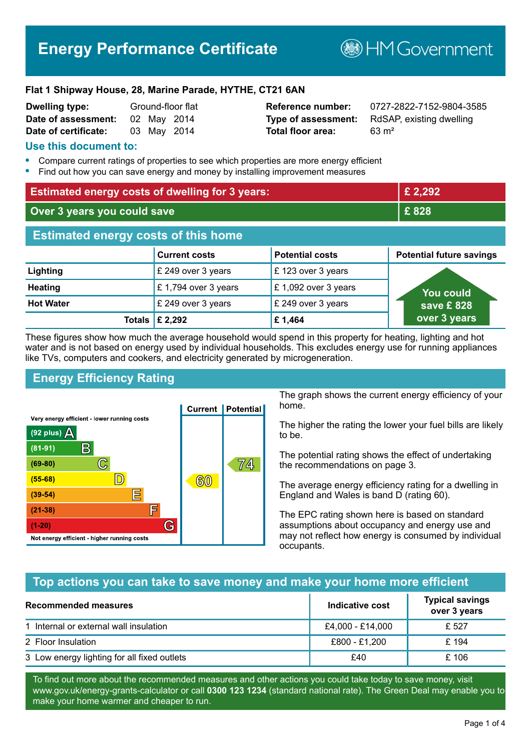# Energy Performance Certificate

HM Government

**Flat 1 Shipway House, 28, Marine Parade, HYTHE, CT21 6AN**

| | | | |
|---|---|---|---|
| **Dwelling type:** | Ground-floor flat | **Reference number:** | 0727-2822-7152-9804-3585 |
| **Date of assessment:** | 02 May 2014 | **Type of assessment:** | RdSAP, existing dwelling |
| **Date of certificate:** | 03 May 2014 | **Total floor area:** | 63 m² |

## Use this document to:

- Compare current ratings of properties to see which properties are more energy efficient
- Find out how you can save energy and money by installing improvement measures

| | |
|---|---|
| **Estimated energy costs of dwelling for 3 years:** | **£ 2,292** |
| **Over 3 years you could save** | **£ 828** |

## Estimated energy costs of this home

| | Current costs | Potential costs | Potential future savings |
|---|---|---|---|
| **Lighting** | £ 249 over 3 years | £ 123 over 3 years | You could save £ 828 over 3 years |
| **Heating** | £ 1,794 over 3 years | £ 1,092 over 3 years | |
| **Hot Water** | £ 249 over 3 years | £ 249 over 3 years | |
| **Totals** | **£ 2,292** | **£ 1,464** | |

These figures show how much the average household would spend in this property for heating, lighting and hot water and is not based on energy used by individual households. This excludes energy use for running appliances like TVs, computers and cookers, and electricity generated by microgeneration.

## Energy Efficiency Rating

| Rating | Current | Potential |
|---|---|---|
| Very energy efficient - lower running costs | | |
| (92 plus) A | | |
| (81-91) B | | |
| (69-80) C | | 74 |
| (55-68) D | 60 | |
| (39-54) E | | |
| (21-38) F | | |
| (1-20) G | | |
| Not energy efficient - higher running costs | | |

The graph shows the current energy efficiency of your home.

The higher the rating the lower your fuel bills are likely to be.

The potential rating shows the effect of undertaking the recommendations on page 3.

The average energy efficiency rating for a dwelling in England and Wales is band D (rating 60).

The EPC rating shown here is based on standard assumptions about occupancy and energy use and may not reflect how energy is consumed by individual occupants.

## Top actions you can take to save money and make your home more efficient

| Recommended measures | Indicative cost | Typical savings over 3 years |
|---|---|---|
| 1 Internal or external wall insulation | £4,000 - £14,000 | £ 527 |
| 2 Floor Insulation | £800 - £1,200 | £ 194 |
| 3 Low energy lighting for all fixed outlets | £40 | £ 106 |

To find out more about the recommended measures and other actions you could take today to save money, visit www.gov.uk/energy-grants-calculator or call **0300 123 1234** (standard national rate). The Green Deal may enable you to make your home warmer and cheaper to run.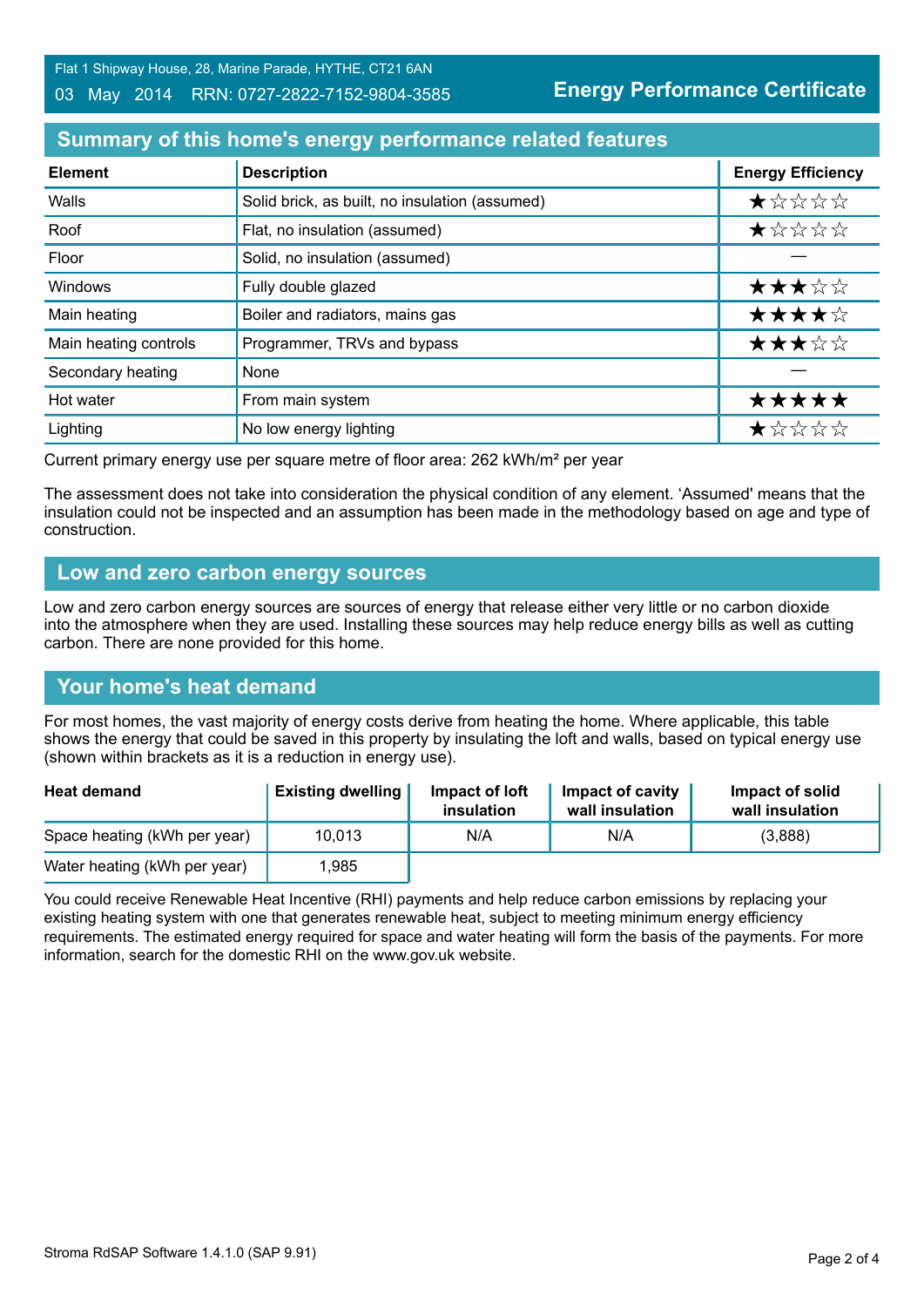Flat 1 Shipway House, 28, Marine Parade, HYTHE, CT21 6AN
03 May 2014 RRN: 0727-2822-7152-9804-3585

**Energy Performance Certificate**

## Summary of this home's energy performance related features

| Element | Description | Energy Efficiency |
|---|---|---|
| Walls | Solid brick, as built, no insulation (assumed) | ★☆☆☆☆ |
| Roof | Flat, no insulation (assumed) | ★☆☆☆☆ |
| Floor | Solid, no insulation (assumed) | — |
| Windows | Fully double glazed | ★★★☆☆ |
| Main heating | Boiler and radiators, mains gas | ★★★★☆ |
| Main heating controls | Programmer, TRVs and bypass | ★★★☆☆ |
| Secondary heating | None | — |
| Hot water | From main system | ★★★★★ |
| Lighting | No low energy lighting | ★☆☆☆☆ |

Current primary energy use per square metre of floor area: 262 kWh/m² per year

The assessment does not take into consideration the physical condition of any element. 'Assumed' means that the insulation could not be inspected and an assumption has been made in the methodology based on age and type of construction.

## Low and zero carbon energy sources

Low and zero carbon energy sources are sources of energy that release either very little or no carbon dioxide into the atmosphere when they are used. Installing these sources may help reduce energy bills as well as cutting carbon. There are none provided for this home.

## Your home's heat demand

For most homes, the vast majority of energy costs derive from heating the home. Where applicable, this table shows the energy that could be saved in this property by insulating the loft and walls, based on typical energy use (shown within brackets as it is a reduction in energy use).

| Heat demand | Existing dwelling | Impact of loft insulation | Impact of cavity wall insulation | Impact of solid wall insulation |
|---|---|---|---|---|
| Space heating (kWh per year) | 10,013 | N/A | N/A | (3,888) |
| Water heating (kWh per year) | 1,985 | | | |

You could receive Renewable Heat Incentive (RHI) payments and help reduce carbon emissions by replacing your existing heating system with one that generates renewable heat, subject to meeting minimum energy efficiency requirements. The estimated energy required for space and water heating will form the basis of the payments. For more information, search for the domestic RHI on the www.gov.uk website.

Stroma RdSAP Software 1.4.1.0 (SAP 9.91)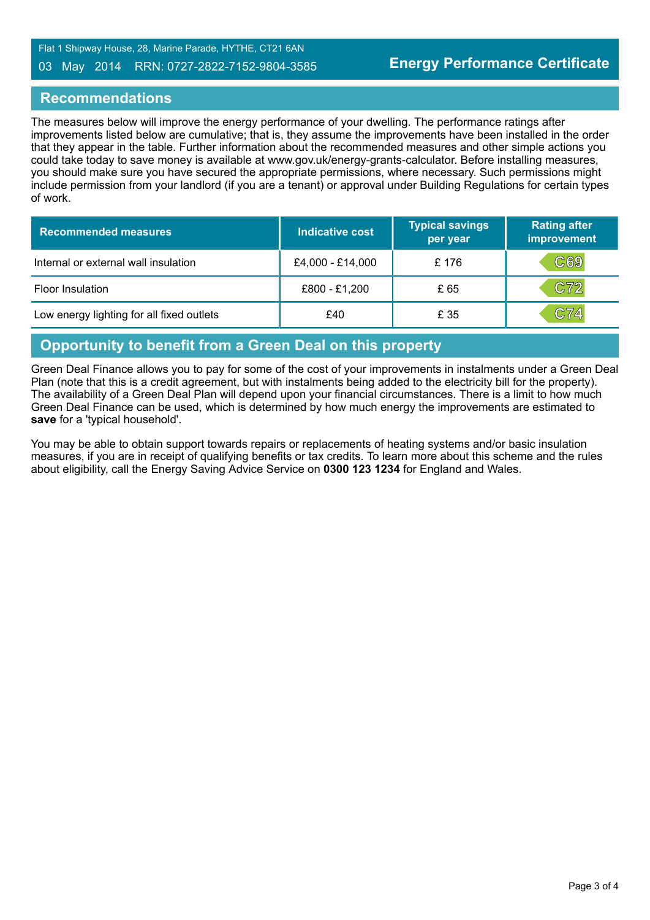## Recommendations

The measures below will improve the energy performance of your dwelling. The performance ratings after improvements listed below are cumulative; that is, they assume the improvements have been installed in the order that they appear in the table. Further information about the recommended measures and other simple actions you could take today to save money is available at www.gov.uk/energy-grants-calculator. Before installing measures, you should make sure you have secured the appropriate permissions, where necessary. Such permissions might include permission from your landlord (if you are a tenant) or approval under Building Regulations for certain types of work.

| Recommended measures | Indicative cost | Typical savings per year | Rating after improvement |
|---|---|---|---|
| Internal or external wall insulation | £4,000 - £14,000 | £ 176 | C69 |
| Floor Insulation | £800 - £1,200 | £ 65 | C72 |
| Low energy lighting for all fixed outlets | £40 | £ 35 | C74 |

## Opportunity to benefit from a Green Deal on this property

Green Deal Finance allows you to pay for some of the cost of your improvements in instalments under a Green Deal Plan (note that this is a credit agreement, but with instalments being added to the electricity bill for the property). The availability of a Green Deal Plan will depend upon your financial circumstances. There is a limit to how much Green Deal Finance can be used, which is determined by how much energy the improvements are estimated to **save** for a 'typical household'.

You may be able to obtain support towards repairs or replacements of heating systems and/or basic insulation measures, if you are in receipt of qualifying benefits or tax credits. To learn more about this scheme and the rules about eligibility, call the Energy Saving Advice Service on **0300 123 1234** for England and Wales.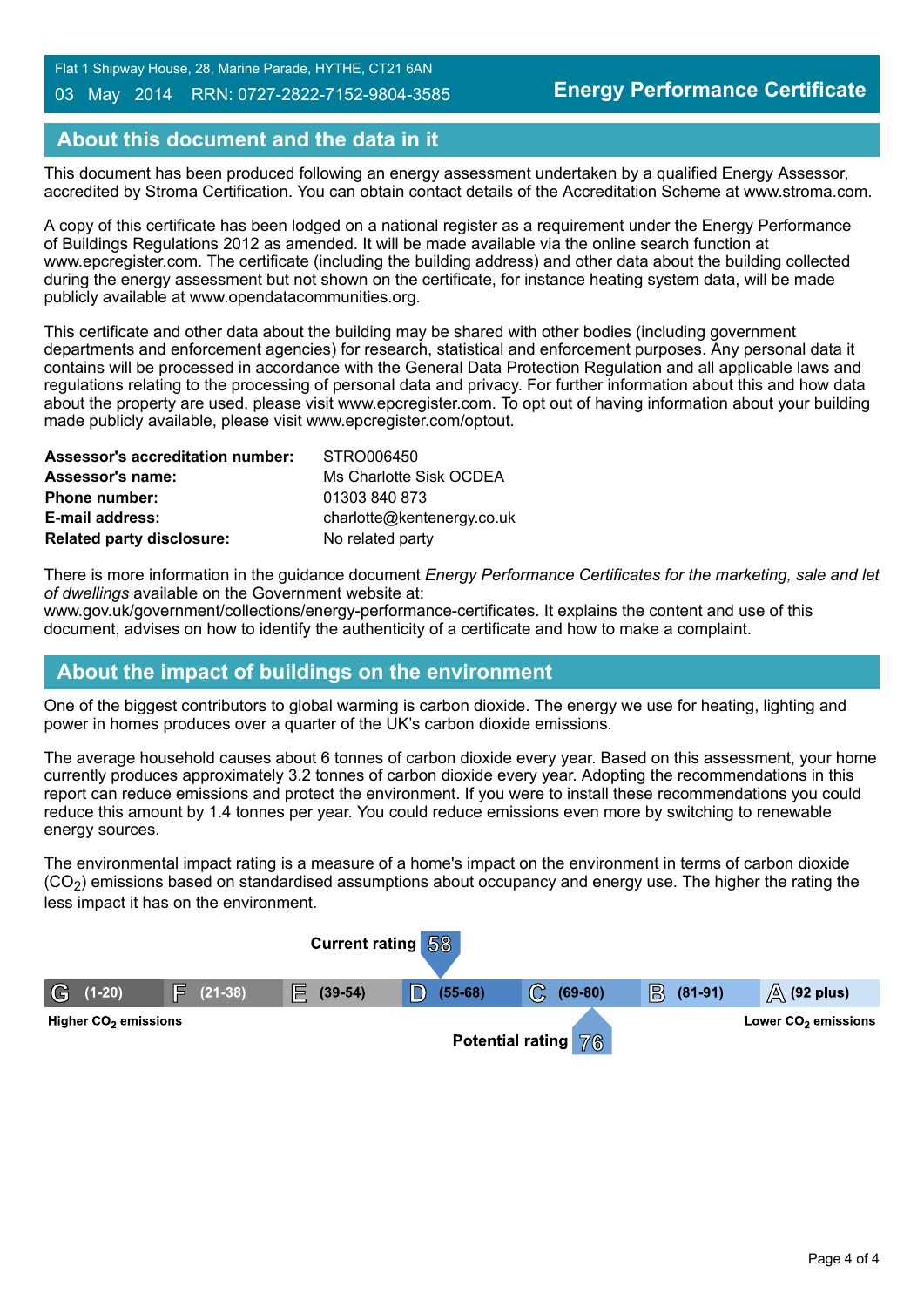Flat 1 Shipway House, 28, Marine Parade, HYTHE, CT21 6AN

03 May 2014 RRN: 0727-2822-7152-9804-3585

**Energy Performance Certificate**

## About this document and the data in it

This document has been produced following an energy assessment undertaken by a qualified Energy Assessor, accredited by Stroma Certification. You can obtain contact details of the Accreditation Scheme at www.stroma.com.

A copy of this certificate has been lodged on a national register as a requirement under the Energy Performance of Buildings Regulations 2012 as amended. It will be made available via the online search function at www.epcregister.com. The certificate (including the building address) and other data about the building collected during the energy assessment but not shown on the certificate, for instance heating system data, will be made publicly available at www.opendatacommunities.org.

This certificate and other data about the building may be shared with other bodies (including government departments and enforcement agencies) for research, statistical and enforcement purposes. Any personal data it contains will be processed in accordance with the General Data Protection Regulation and all applicable laws and regulations relating to the processing of personal data and privacy. For further information about this and how data about the property are used, please visit www.epcregister.com. To opt out of having information about your building made publicly available, please visit www.epcregister.com/optout.

| | |
|---|---|
| **Assessor's accreditation number:** | STRO006450 |
| **Assessor's name:** | Ms Charlotte Sisk OCDEA |
| **Phone number:** | 01303 840 873 |
| **E-mail address:** | charlotte@kentenergy.co.uk |
| **Related party disclosure:** | No related party |

There is more information in the guidance document *Energy Performance Certificates for the marketing, sale and let of dwellings* available on the Government website at: www.gov.uk/government/collections/energy-performance-certificates. It explains the content and use of this document, advises on how to identify the authenticity of a certificate and how to make a complaint.

## About the impact of buildings on the environment

One of the biggest contributors to global warming is carbon dioxide. The energy we use for heating, lighting and power in homes produces over a quarter of the UK's carbon dioxide emissions.

The average household causes about 6 tonnes of carbon dioxide every year. Based on this assessment, your home currently produces approximately 3.2 tonnes of carbon dioxide every year. Adopting the recommendations in this report can reduce emissions and protect the environment. If you were to install these recommendations you could reduce this amount by 1.4 tonnes per year. You could reduce emissions even more by switching to renewable energy sources.

The environmental impact rating is a measure of a home's impact on the environment in terms of carbon dioxide ($CO_2$) emissions based on standardised assumptions about occupancy and energy use. The higher the rating the less impact it has on the environment.

Current rating 58

G (1-20) F (21-38) E (39-54) D (55-68) C (69-80) B (81-91) A (92 plus)

Higher $CO_2$ emissions

Lower $CO_2$ emissions

Potential rating 76